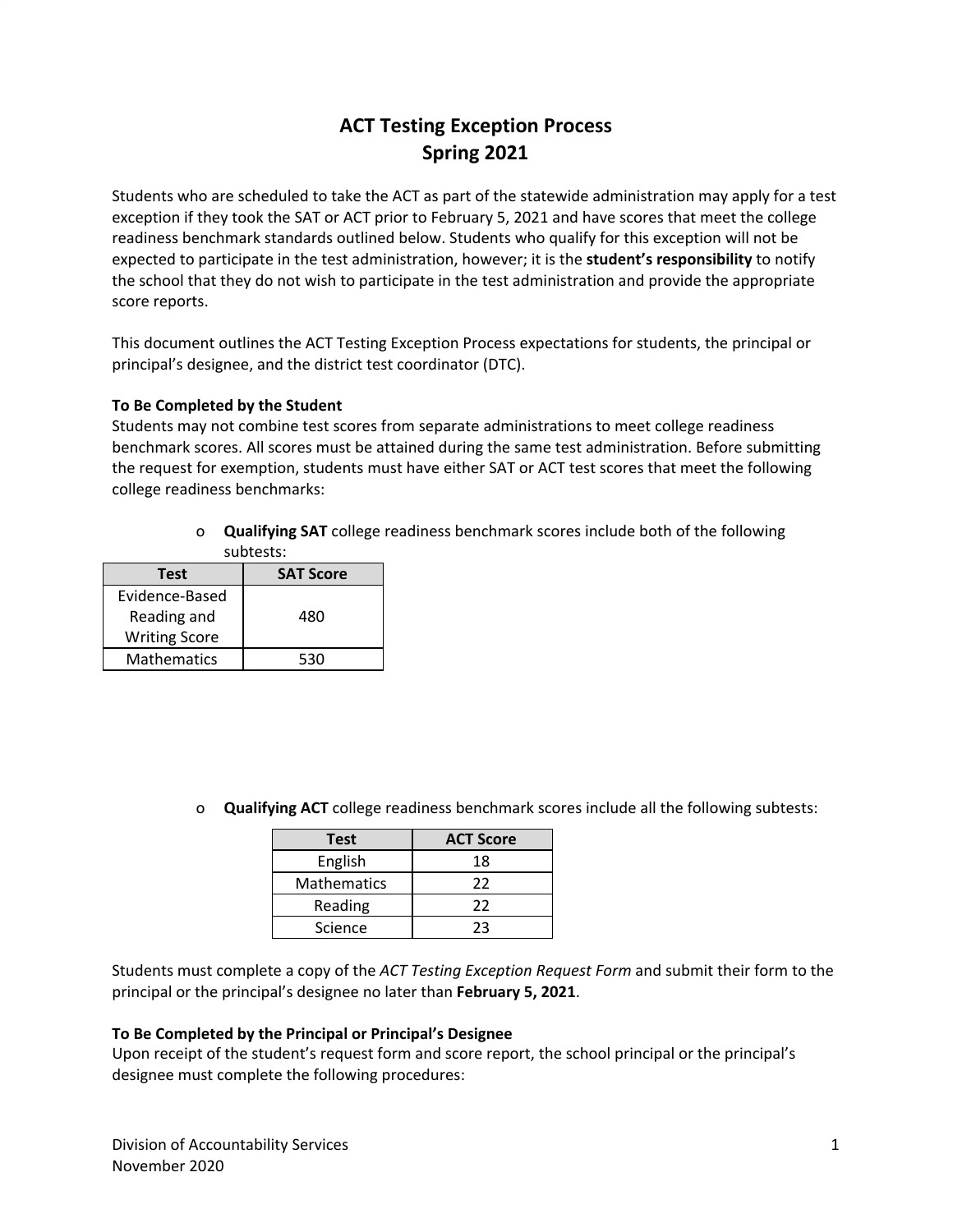# ACT Testing Exception Process
# Spring 2021

Students who are scheduled to take the ACT as part of the statewide administration may apply for a test exception if they took the SAT or ACT prior to February 5, 2021 and have scores that meet the college readiness benchmark standards outlined below. Students who qualify for this exception will not be expected to participate in the test administration, however; it is the **student's responsibility** to notify the school that they do not wish to participate in the test administration and provide the appropriate score reports.

This document outlines the ACT Testing Exception Process expectations for students, the principal or principal's designee, and the district test coordinator (DTC).

**To Be Completed by the Student**

Students may not combine test scores from separate administrations to meet college readiness benchmark scores. All scores must be attained during the same test administration. Before submitting the request for exemption, students must have either SAT or ACT test scores that meet the following college readiness benchmarks:

- **Qualifying SAT** college readiness benchmark scores include both of the following subtests:

| Test | SAT Score |
|---|---|
| Evidence-Based Reading and Writing Score | 480 |
| Mathematics | 530 |

- **Qualifying ACT** college readiness benchmark scores include all the following subtests:

| Test | ACT Score |
|---|---|
| English | 18 |
| Mathematics | 22 |
| Reading | 22 |
| Science | 23 |

Students must complete a copy of the *ACT Testing Exception Request Form* and submit their form to the principal or the principal's designee no later than **February 5, 2021**.

**To Be Completed by the Principal or Principal's Designee**

Upon receipt of the student's request form and score report, the school principal or the principal's designee must complete the following procedures: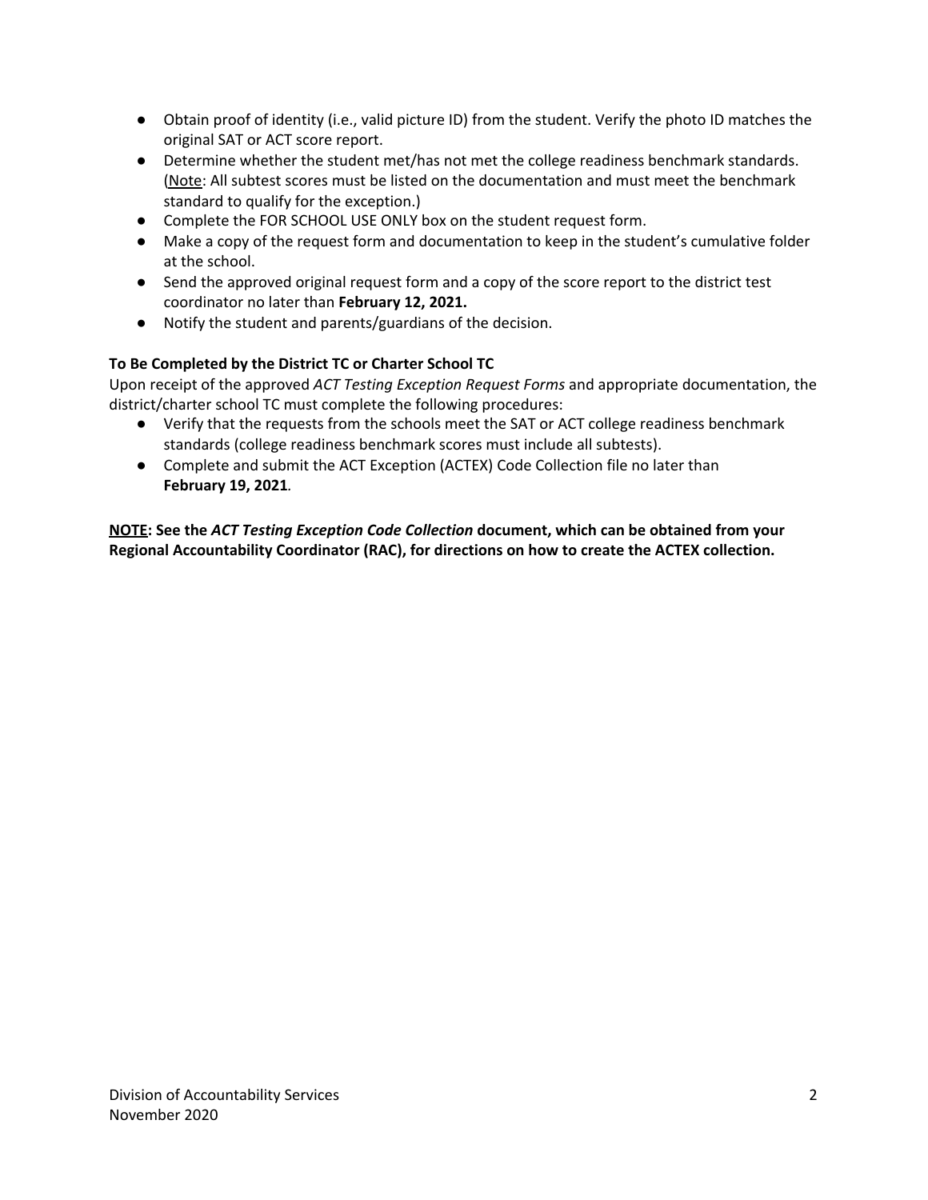- Obtain proof of identity (i.e., valid picture ID) from the student. Verify the photo ID matches the original SAT or ACT score report.
- Determine whether the student met/has not met the college readiness benchmark standards. (Note: All subtest scores must be listed on the documentation and must meet the benchmark standard to qualify for the exception.)
- Complete the FOR SCHOOL USE ONLY box on the student request form.
- Make a copy of the request form and documentation to keep in the student's cumulative folder at the school.
- Send the approved original request form and a copy of the score report to the district test coordinator no later than **February 12, 2021.**
- Notify the student and parents/guardians of the decision.

**To Be Completed by the District TC or Charter School TC**

Upon receipt of the approved *ACT Testing Exception Request Forms* and appropriate documentation, the district/charter school TC must complete the following procedures:

- Verify that the requests from the schools meet the SAT or ACT college readiness benchmark standards (college readiness benchmark scores must include all subtests).
- Complete and submit the ACT Exception (ACTEX) Code Collection file no later than **February 19, 2021**.

**NOTE: See the *ACT Testing Exception Code Collection* document, which can be obtained from your Regional Accountability Coordinator (RAC), for directions on how to create the ACTEX collection.**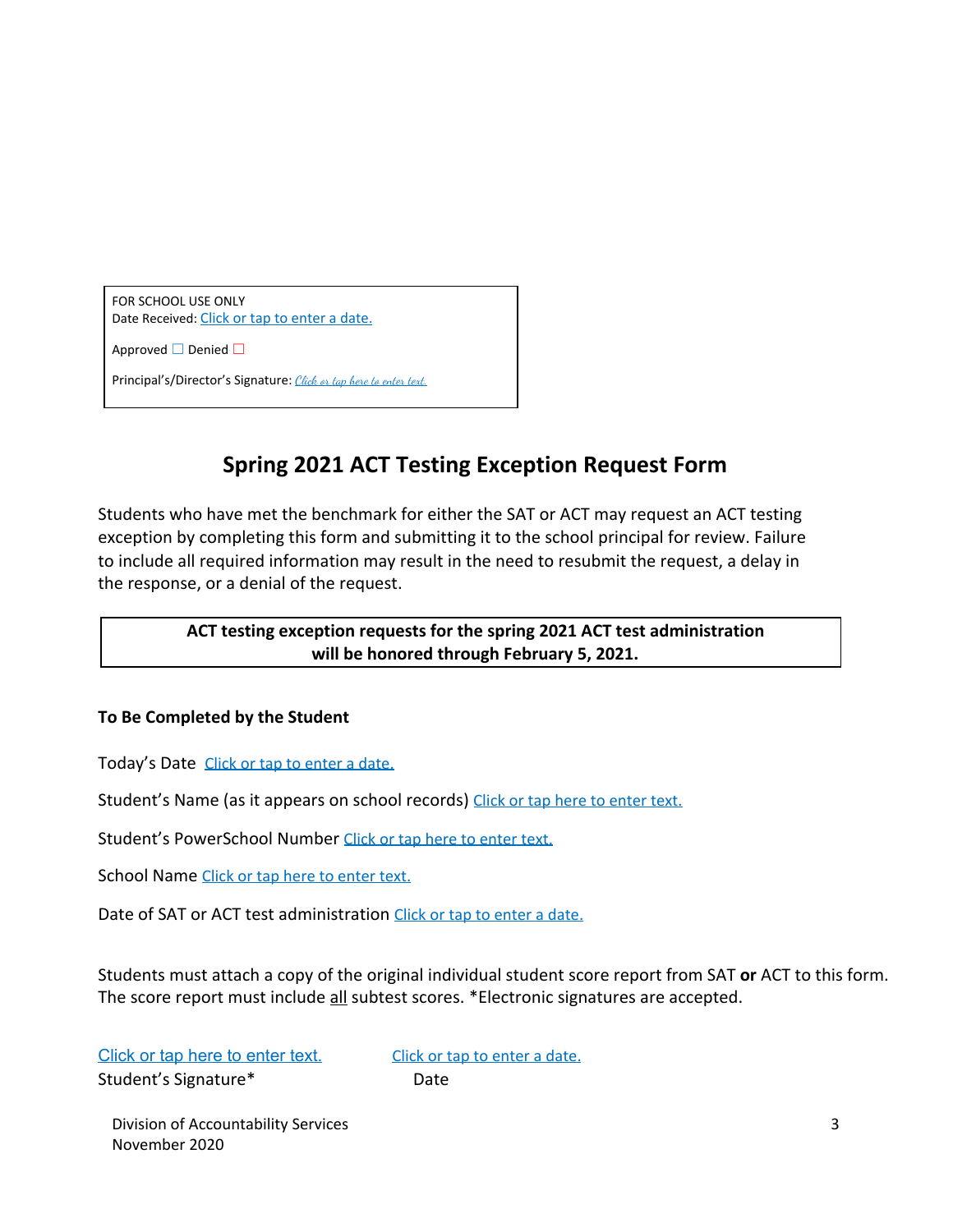FOR SCHOOL USE ONLY
Date Received: Click or tap to enter a date.

Approved ☐ Denied ☐

Principal's/Director's Signature: Click or tap here to enter text.

# Spring 2021 ACT Testing Exception Request Form

Students who have met the benchmark for either the SAT or ACT may request an ACT testing exception by completing this form and submitting it to the school principal for review. Failure to include all required information may result in the need to resubmit the request, a delay in the response, or a denial of the request.

**ACT testing exception requests for the spring 2021 ACT test administration will be honored through February 5, 2021.**

**To Be Completed by the Student**

Today's Date Click or tap to enter a date.

Student's Name (as it appears on school records) Click or tap here to enter text.

Student's PowerSchool Number Click or tap here to enter text.

School Name Click or tap here to enter text.

Date of SAT or ACT test administration Click or tap to enter a date.

Students must attach a copy of the original individual student score report from SAT **or** ACT to this form. The score report must include all subtest scores. *Electronic signatures are accepted.

Click or tap here to enter text. Click or tap to enter a date.
Student's Signature* Date

Division of Accountability Services
November 2020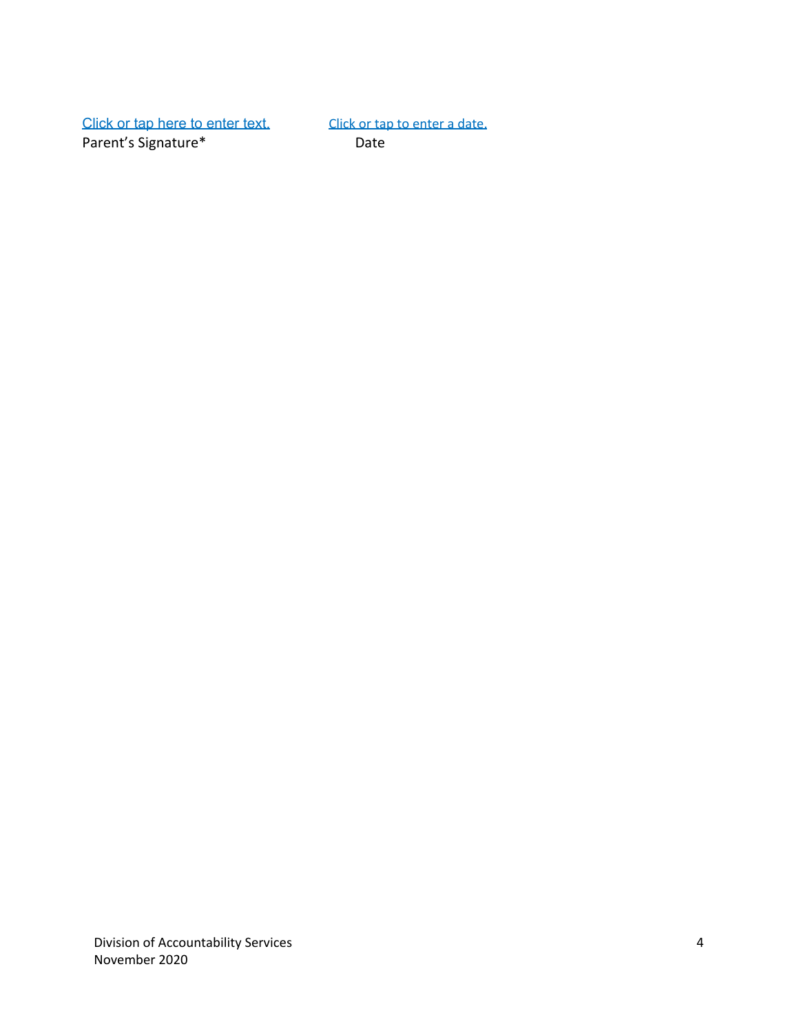Click or tap here to enter text. Click or tap to enter a date.

Parent's Signature* Date

Division of Accountability Services
November 2020